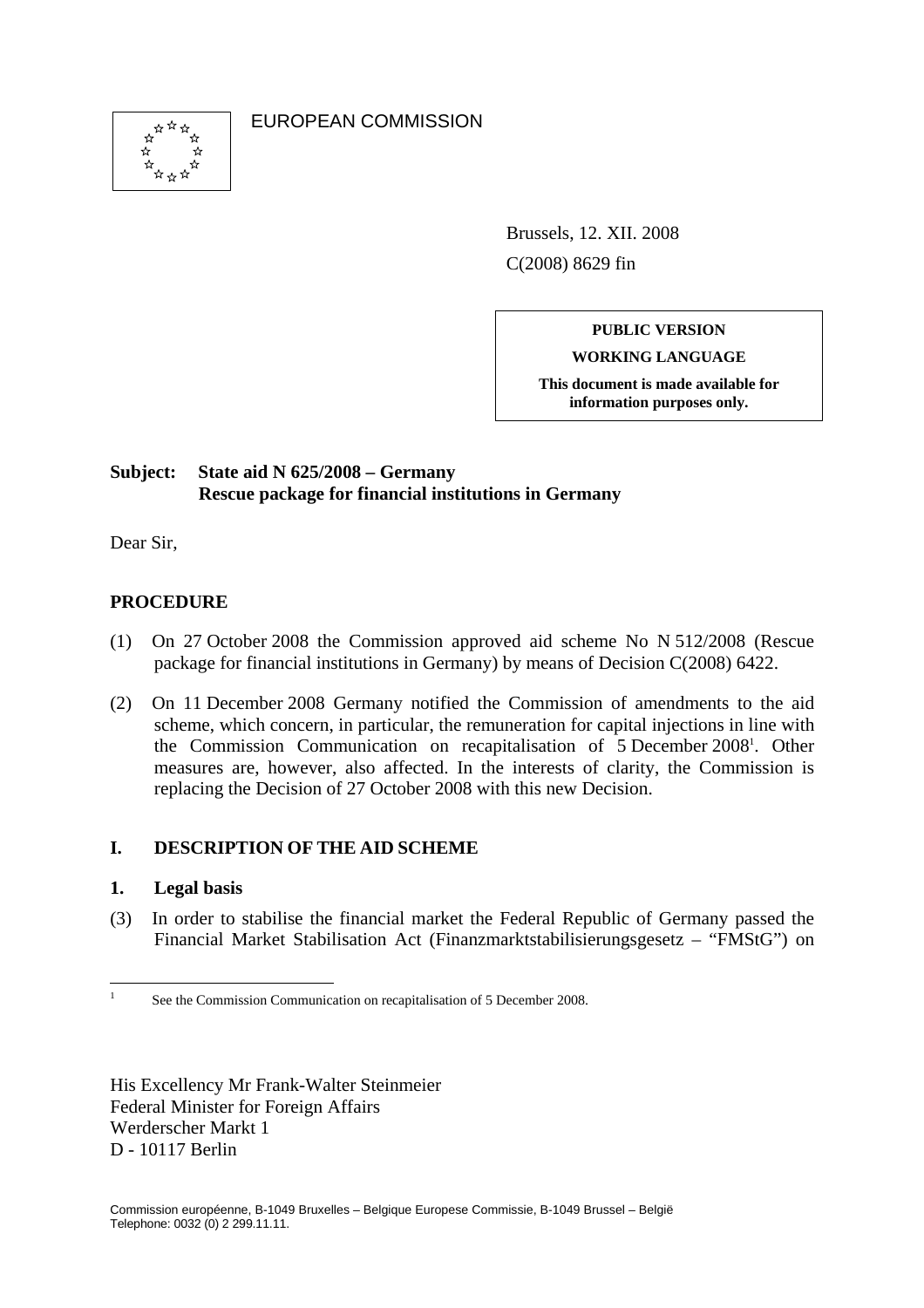EUROPEAN COMMISSION

Brussels, 12. XII. 2008

C(2008) 8629 fin

**PUBLIC VERSION**

**WORKING LANGUAGE**

**This document is made available for information purposes only.**

**Subject: State aid N 625/2008 – Germany**
**Rescue package for financial institutions in Germany**

Dear Sir,

## PROCEDURE

(1) On 27 October 2008 the Commission approved aid scheme No N 512/2008 (Rescue package for financial institutions in Germany) by means of Decision C(2008) 6422.

(2) On 11 December 2008 Germany notified the Commission of amendments to the aid scheme, which concern, in particular, the remuneration for capital injections in line with the Commission Communication on recapitalisation of 5 December 2008[1]. Other measures are, however, also affected. In the interests of clarity, the Commission is replacing the Decision of 27 October 2008 with this new Decision.

## I. DESCRIPTION OF THE AID SCHEME

### 1. Legal basis

(3) In order to stabilise the financial market the Federal Republic of Germany passed the Financial Market Stabilisation Act (Finanzmarktstabilisierungsgesetz – "FMStG") on

[1] See the Commission Communication on recapitalisation of 5 December 2008.

His Excellency Mr Frank-Walter Steinmeier
Federal Minister for Foreign Affairs
Werderscher Markt 1
D - 10117 Berlin

Commission européenne, B-1049 Bruxelles – Belgique Europese Commissie, B-1049 Brussel – België
Telephone: 0032 (0) 2 299.11.11.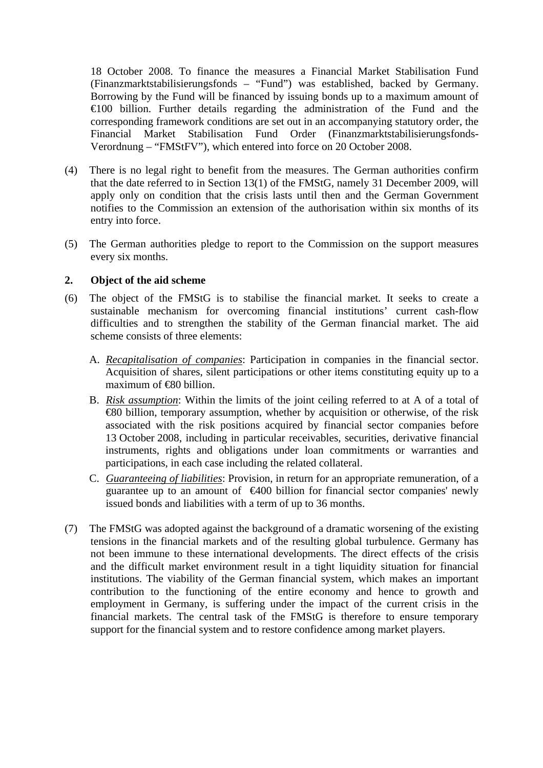18 October 2008. To finance the measures a Financial Market Stabilisation Fund (Finanzmarktstabilisierungsfonds – "Fund") was established, backed by Germany. Borrowing by the Fund will be financed by issuing bonds up to a maximum amount of €100 billion. Further details regarding the administration of the Fund and the corresponding framework conditions are set out in an accompanying statutory order, the Financial Market Stabilisation Fund Order (Finanzmarktstabilisierungsfonds-Verordnung – "FMStFV"), which entered into force on 20 October 2008.

(4) There is no legal right to benefit from the measures. The German authorities confirm that the date referred to in Section 13(1) of the FMStG, namely 31 December 2009, will apply only on condition that the crisis lasts until then and the German Government notifies to the Commission an extension of the authorisation within six months of its entry into force.

(5) The German authorities pledge to report to the Commission on the support measures every six months.

## 2. Object of the aid scheme

(6) The object of the FMStG is to stabilise the financial market. It seeks to create a sustainable mechanism for overcoming financial institutions' current cash-flow difficulties and to strengthen the stability of the German financial market. The aid scheme consists of three elements:

A. *Recapitalisation of companies*: Participation in companies in the financial sector. Acquisition of shares, silent participations or other items constituting equity up to a maximum of €80 billion.

B. *Risk assumption*: Within the limits of the joint ceiling referred to at A of a total of €80 billion, temporary assumption, whether by acquisition or otherwise, of the risk associated with the risk positions acquired by financial sector companies before 13 October 2008, including in particular receivables, securities, derivative financial instruments, rights and obligations under loan commitments or warranties and participations, in each case including the related collateral.

C. *Guaranteeing of liabilities*: Provision, in return for an appropriate remuneration, of a guarantee up to an amount of €400 billion for financial sector companies' newly issued bonds and liabilities with a term of up to 36 months.

(7) The FMStG was adopted against the background of a dramatic worsening of the existing tensions in the financial markets and of the resulting global turbulence. Germany has not been immune to these international developments. The direct effects of the crisis and the difficult market environment result in a tight liquidity situation for financial institutions. The viability of the German financial system, which makes an important contribution to the functioning of the entire economy and hence to growth and employment in Germany, is suffering under the impact of the current crisis in the financial markets. The central task of the FMStG is therefore to ensure temporary support for the financial system and to restore confidence among market players.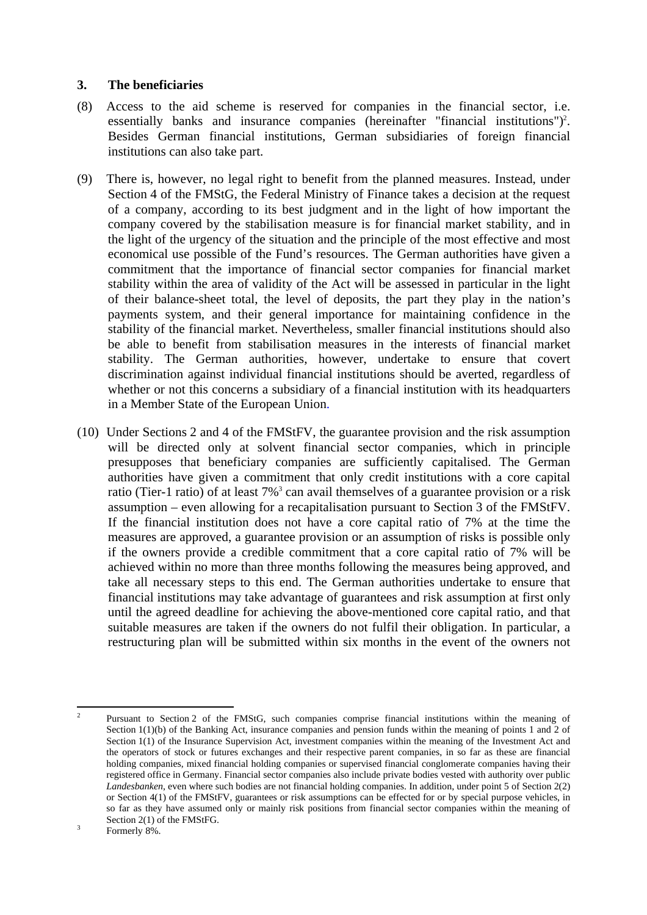### 3. The beneficiaries

(8) Access to the aid scheme is reserved for companies in the financial sector, i.e. essentially banks and insurance companies (hereinafter "financial institutions")[2]. Besides German financial institutions, German subsidiaries of foreign financial institutions can also take part.

(9) There is, however, no legal right to benefit from the planned measures. Instead, under Section 4 of the FMStG, the Federal Ministry of Finance takes a decision at the request of a company, according to its best judgment and in the light of how important the company covered by the stabilisation measure is for financial market stability, and in the light of the urgency of the situation and the principle of the most effective and most economical use possible of the Fund's resources. The German authorities have given a commitment that the importance of financial sector companies for financial market stability within the area of validity of the Act will be assessed in particular in the light of their balance-sheet total, the level of deposits, the part they play in the nation's payments system, and their general importance for maintaining confidence in the stability of the financial market. Nevertheless, smaller financial institutions should also be able to benefit from stabilisation measures in the interests of financial market stability. The German authorities, however, undertake to ensure that covert discrimination against individual financial institutions should be averted, regardless of whether or not this concerns a subsidiary of a financial institution with its headquarters in a Member State of the European Union.

(10) Under Sections 2 and 4 of the FMStFV, the guarantee provision and the risk assumption will be directed only at solvent financial sector companies, which in principle presupposes that beneficiary companies are sufficiently capitalised. The German authorities have given a commitment that only credit institutions with a core capital ratio (Tier-1 ratio) of at least 7%[3] can avail themselves of a guarantee provision or a risk assumption – even allowing for a recapitalisation pursuant to Section 3 of the FMStFV. If the financial institution does not have a core capital ratio of 7% at the time the measures are approved, a guarantee provision or an assumption of risks is possible only if the owners provide a credible commitment that a core capital ratio of 7% will be achieved within no more than three months following the measures being approved, and take all necessary steps to this end. The German authorities undertake to ensure that financial institutions may take advantage of guarantees and risk assumption at first only until the agreed deadline for achieving the above-mentioned core capital ratio, and that suitable measures are taken if the owners do not fulfil their obligation. In particular, a restructuring plan will be submitted within six months in the event of the owners not

---

[2] Pursuant to Section 2 of the FMStG, such companies comprise financial institutions within the meaning of Section 1(1)(b) of the Banking Act, insurance companies and pension funds within the meaning of points 1 and 2 of Section 1(1) of the Insurance Supervision Act, investment companies within the meaning of the Investment Act and the operators of stock or futures exchanges and their respective parent companies, in so far as these are financial holding companies, mixed financial holding companies or supervised financial conglomerate companies having their registered office in Germany. Financial sector companies also include private bodies vested with authority over public *Landesbanken*, even where such bodies are not financial holding companies. In addition, under point 5 of Section 2(2) or Section 4(1) of the FMStFV, guarantees or risk assumptions can be effected for or by special purpose vehicles, in so far as they have assumed only or mainly risk positions from financial sector companies within the meaning of Section 2(1) of the FMStFG.

[3] Formerly 8%.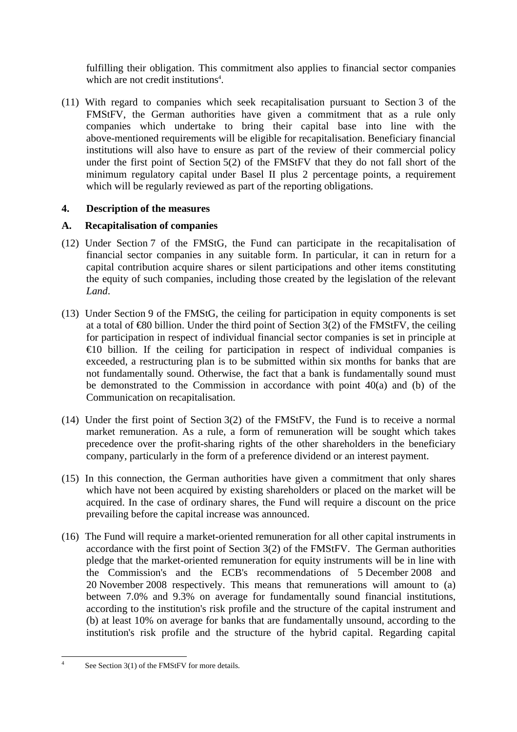fulfilling their obligation. This commitment also applies to financial sector companies which are not credit institutions[4].

(11) With regard to companies which seek recapitalisation pursuant to Section 3 of the FMStFV, the German authorities have given a commitment that as a rule only companies which undertake to bring their capital base into line with the above-mentioned requirements will be eligible for recapitalisation. Beneficiary financial institutions will also have to ensure as part of the review of their commercial policy under the first point of Section 5(2) of the FMStFV that they do not fall short of the minimum regulatory capital under Basel II plus 2 percentage points, a requirement which will be regularly reviewed as part of the reporting obligations.

## 4. Description of the measures

### A. Recapitalisation of companies

(12) Under Section 7 of the FMStG, the Fund can participate in the recapitalisation of financial sector companies in any suitable form. In particular, it can in return for a capital contribution acquire shares or silent participations and other items constituting the equity of such companies, including those created by the legislation of the relevant *Land*.

(13) Under Section 9 of the FMStG, the ceiling for participation in equity components is set at a total of €80 billion. Under the third point of Section 3(2) of the FMStFV, the ceiling for participation in respect of individual financial sector companies is set in principle at €10 billion. If the ceiling for participation in respect of individual companies is exceeded, a restructuring plan is to be submitted within six months for banks that are not fundamentally sound. Otherwise, the fact that a bank is fundamentally sound must be demonstrated to the Commission in accordance with point 40(a) and (b) of the Communication on recapitalisation.

(14) Under the first point of Section 3(2) of the FMStFV, the Fund is to receive a normal market remuneration. As a rule, a form of remuneration will be sought which takes precedence over the profit-sharing rights of the other shareholders in the beneficiary company, particularly in the form of a preference dividend or an interest payment.

(15) In this connection, the German authorities have given a commitment that only shares which have not been acquired by existing shareholders or placed on the market will be acquired. In the case of ordinary shares, the Fund will require a discount on the price prevailing before the capital increase was announced.

(16) The Fund will require a market-oriented remuneration for all other capital instruments in accordance with the first point of Section 3(2) of the FMStFV. The German authorities pledge that the market-oriented remuneration for equity instruments will be in line with the Commission's and the ECB's recommendations of 5 December 2008 and 20 November 2008 respectively. This means that remunerations will amount to (a) between 7.0% and 9.3% on average for fundamentally sound financial institutions, according to the institution's risk profile and the structure of the capital instrument and (b) at least 10% on average for banks that are fundamentally unsound, according to the institution's risk profile and the structure of the hybrid capital. Regarding capital

[4] See Section 3(1) of the FMStFV for more details.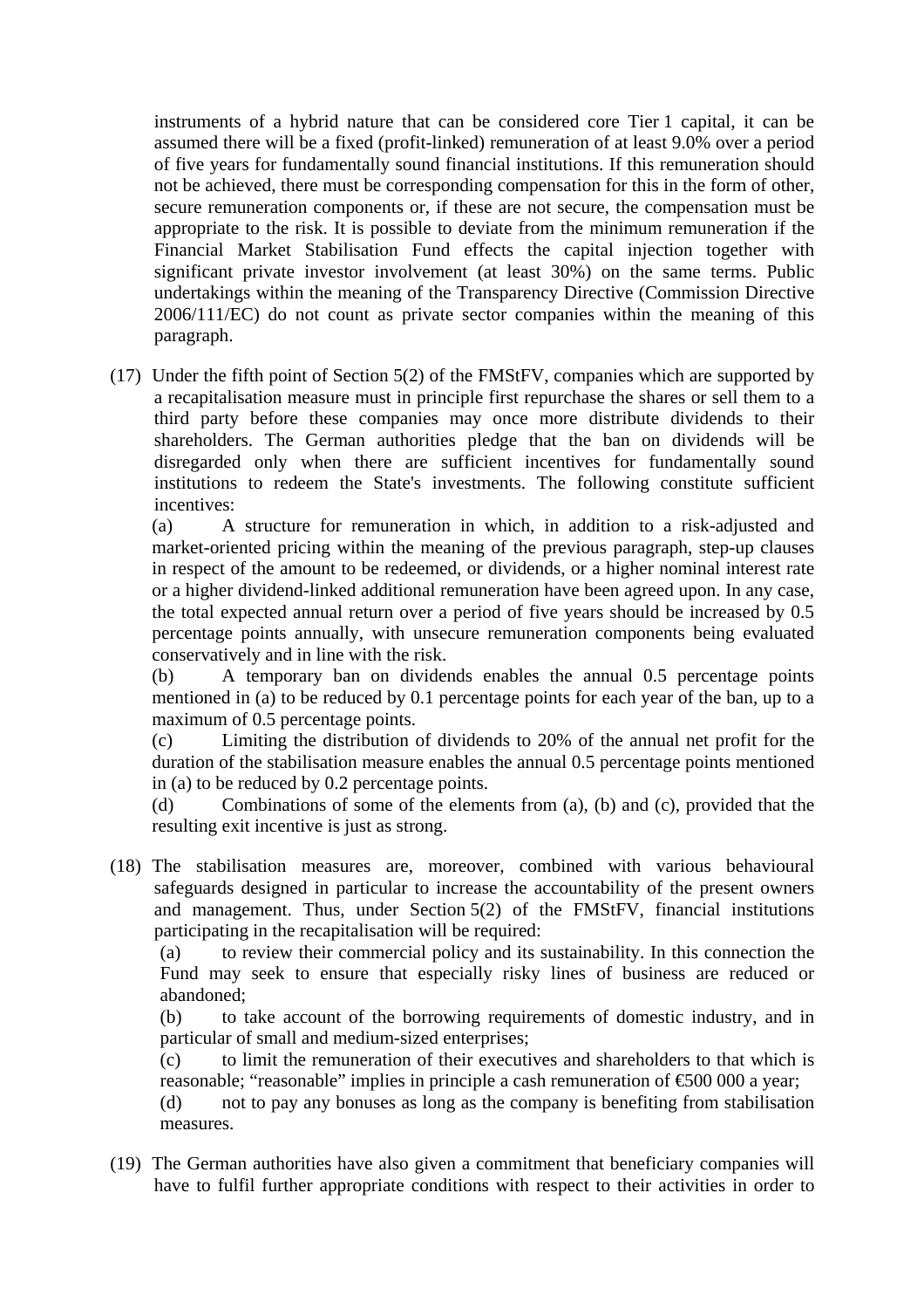instruments of a hybrid nature that can be considered core Tier 1 capital, it can be assumed there will be a fixed (profit-linked) remuneration of at least 9.0% over a period of five years for fundamentally sound financial institutions. If this remuneration should not be achieved, there must be corresponding compensation for this in the form of other, secure remuneration components or, if these are not secure, the compensation must be appropriate to the risk. It is possible to deviate from the minimum remuneration if the Financial Market Stabilisation Fund effects the capital injection together with significant private investor involvement (at least 30%) on the same terms. Public undertakings within the meaning of the Transparency Directive (Commission Directive 2006/111/EC) do not count as private sector companies within the meaning of this paragraph.

(17) Under the fifth point of Section 5(2) of the FMStFV, companies which are supported by a recapitalisation measure must in principle first repurchase the shares or sell them to a third party before these companies may once more distribute dividends to their shareholders. The German authorities pledge that the ban on dividends will be disregarded only when there are sufficient incentives for fundamentally sound institutions to redeem the State's investments. The following constitute sufficient incentives:

(a) A structure for remuneration in which, in addition to a risk-adjusted and market-oriented pricing within the meaning of the previous paragraph, step-up clauses in respect of the amount to be redeemed, or dividends, or a higher nominal interest rate or a higher dividend-linked additional remuneration have been agreed upon. In any case, the total expected annual return over a period of five years should be increased by 0.5 percentage points annually, with unsecure remuneration components being evaluated conservatively and in line with the risk.

(b) A temporary ban on dividends enables the annual 0.5 percentage points mentioned in (a) to be reduced by 0.1 percentage points for each year of the ban, up to a maximum of 0.5 percentage points.

(c) Limiting the distribution of dividends to 20% of the annual net profit for the duration of the stabilisation measure enables the annual 0.5 percentage points mentioned in (a) to be reduced by 0.2 percentage points.

(d) Combinations of some of the elements from (a), (b) and (c), provided that the resulting exit incentive is just as strong.

(18) The stabilisation measures are, moreover, combined with various behavioural safeguards designed in particular to increase the accountability of the present owners and management. Thus, under Section 5(2) of the FMStFV, financial institutions participating in the recapitalisation will be required:

(a) to review their commercial policy and its sustainability. In this connection the Fund may seek to ensure that especially risky lines of business are reduced or abandoned;

(b) to take account of the borrowing requirements of domestic industry, and in particular of small and medium-sized enterprises;

(c) to limit the remuneration of their executives and shareholders to that which is reasonable; "reasonable" implies in principle a cash remuneration of €500 000 a year;

(d) not to pay any bonuses as long as the company is benefiting from stabilisation measures.

(19) The German authorities have also given a commitment that beneficiary companies will have to fulfil further appropriate conditions with respect to their activities in order to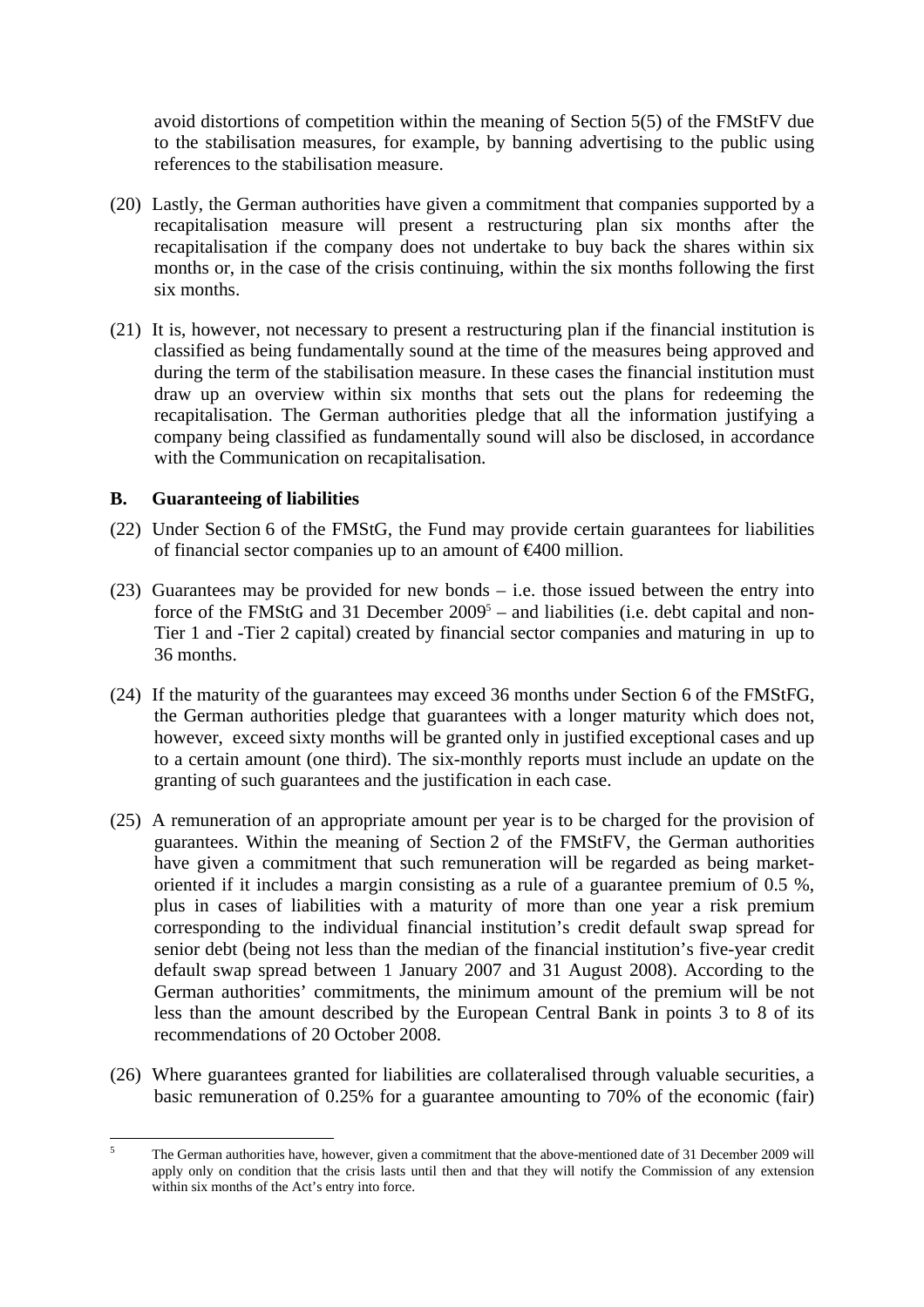avoid distortions of competition within the meaning of Section 5(5) of the FMStFV due to the stabilisation measures, for example, by banning advertising to the public using references to the stabilisation measure.

(20) Lastly, the German authorities have given a commitment that companies supported by a recapitalisation measure will present a restructuring plan six months after the recapitalisation if the company does not undertake to buy back the shares within six months or, in the case of the crisis continuing, within the six months following the first six months.

(21) It is, however, not necessary to present a restructuring plan if the financial institution is classified as being fundamentally sound at the time of the measures being approved and during the term of the stabilisation measure. In these cases the financial institution must draw up an overview within six months that sets out the plans for redeeming the recapitalisation. The German authorities pledge that all the information justifying a company being classified as fundamentally sound will also be disclosed, in accordance with the Communication on recapitalisation.

### B. Guaranteeing of liabilities

(22) Under Section 6 of the FMStG, the Fund may provide certain guarantees for liabilities of financial sector companies up to an amount of €400 million.

(23) Guarantees may be provided for new bonds – i.e. those issued between the entry into force of the FMStG and 31 December 2009[5] – and liabilities (i.e. debt capital and non-Tier 1 and -Tier 2 capital) created by financial sector companies and maturing in up to 36 months.

(24) If the maturity of the guarantees may exceed 36 months under Section 6 of the FMStFG, the German authorities pledge that guarantees with a longer maturity which does not, however, exceed sixty months will be granted only in justified exceptional cases and up to a certain amount (one third). The six-monthly reports must include an update on the granting of such guarantees and the justification in each case.

(25) A remuneration of an appropriate amount per year is to be charged for the provision of guarantees. Within the meaning of Section 2 of the FMStFV, the German authorities have given a commitment that such remuneration will be regarded as being market-oriented if it includes a margin consisting as a rule of a guarantee premium of 0.5 %, plus in cases of liabilities with a maturity of more than one year a risk premium corresponding to the individual financial institution's credit default swap spread for senior debt (being not less than the median of the financial institution's five-year credit default swap spread between 1 January 2007 and 31 August 2008). According to the German authorities' commitments, the minimum amount of the premium will be not less than the amount described by the European Central Bank in points 3 to 8 of its recommendations of 20 October 2008.

(26) Where guarantees granted for liabilities are collateralised through valuable securities, a basic remuneration of 0.25% for a guarantee amounting to 70% of the economic (fair)

[5] The German authorities have, however, given a commitment that the above-mentioned date of 31 December 2009 will apply only on condition that the crisis lasts until then and that they will notify the Commission of any extension within six months of the Act's entry into force.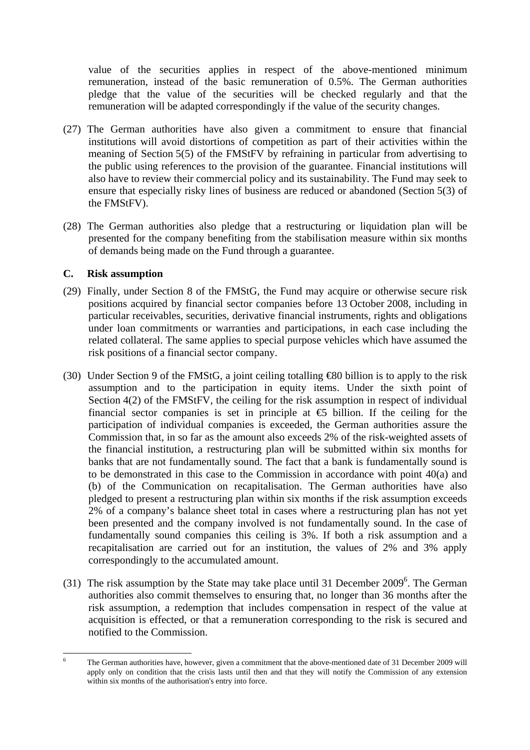value of the securities applies in respect of the above-mentioned minimum remuneration, instead of the basic remuneration of 0.5%. The German authorities pledge that the value of the securities will be checked regularly and that the remuneration will be adapted correspondingly if the value of the security changes.

(27) The German authorities have also given a commitment to ensure that financial institutions will avoid distortions of competition as part of their activities within the meaning of Section 5(5) of the FMStFV by refraining in particular from advertising to the public using references to the provision of the guarantee. Financial institutions will also have to review their commercial policy and its sustainability. The Fund may seek to ensure that especially risky lines of business are reduced or abandoned (Section 5(3) of the FMStFV).

(28) The German authorities also pledge that a restructuring or liquidation plan will be presented for the company benefiting from the stabilisation measure within six months of demands being made on the Fund through a guarantee.

### C. Risk assumption

(29) Finally, under Section 8 of the FMStG, the Fund may acquire or otherwise secure risk positions acquired by financial sector companies before 13 October 2008, including in particular receivables, securities, derivative financial instruments, rights and obligations under loan commitments or warranties and participations, in each case including the related collateral. The same applies to special purpose vehicles which have assumed the risk positions of a financial sector company.

(30) Under Section 9 of the FMStG, a joint ceiling totalling €80 billion is to apply to the risk assumption and to the participation in equity items. Under the sixth point of Section 4(2) of the FMStFV, the ceiling for the risk assumption in respect of individual financial sector companies is set in principle at €5 billion. If the ceiling for the participation of individual companies is exceeded, the German authorities assure the Commission that, in so far as the amount also exceeds 2% of the risk-weighted assets of the financial institution, a restructuring plan will be submitted within six months for banks that are not fundamentally sound. The fact that a bank is fundamentally sound is to be demonstrated in this case to the Commission in accordance with point 40(a) and (b) of the Communication on recapitalisation. The German authorities have also pledged to present a restructuring plan within six months if the risk assumption exceeds 2% of a company's balance sheet total in cases where a restructuring plan has not yet been presented and the company involved is not fundamentally sound. In the case of fundamentally sound companies this ceiling is 3%. If both a risk assumption and a recapitalisation are carried out for an institution, the values of 2% and 3% apply correspondingly to the accumulated amount.

(31) The risk assumption by the State may take place until 31 December 2009[6]. The German authorities also commit themselves to ensuring that, no longer than 36 months after the risk assumption, a redemption that includes compensation in respect of the value at acquisition is effected, or that a remuneration corresponding to the risk is secured and notified to the Commission.

[6] The German authorities have, however, given a commitment that the above-mentioned date of 31 December 2009 will apply only on condition that the crisis lasts until then and that they will notify the Commission of any extension within six months of the authorisation's entry into force.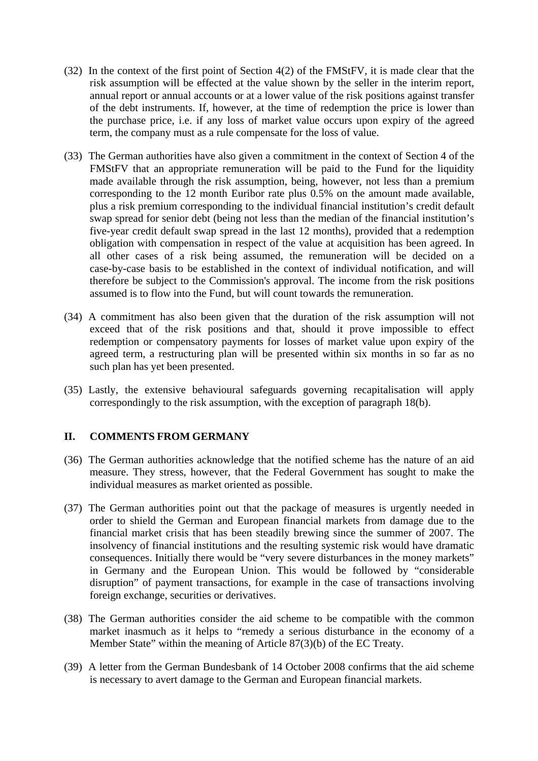(32) In the context of the first point of Section 4(2) of the FMStFV, it is made clear that the risk assumption will be effected at the value shown by the seller in the interim report, annual report or annual accounts or at a lower value of the risk positions against transfer of the debt instruments. If, however, at the time of redemption the price is lower than the purchase price, i.e. if any loss of market value occurs upon expiry of the agreed term, the company must as a rule compensate for the loss of value.

(33) The German authorities have also given a commitment in the context of Section 4 of the FMStFV that an appropriate remuneration will be paid to the Fund for the liquidity made available through the risk assumption, being, however, not less than a premium corresponding to the 12 month Euribor rate plus 0.5% on the amount made available, plus a risk premium corresponding to the individual financial institution's credit default swap spread for senior debt (being not less than the median of the financial institution's five-year credit default swap spread in the last 12 months), provided that a redemption obligation with compensation in respect of the value at acquisition has been agreed. In all other cases of a risk being assumed, the remuneration will be decided on a case-by-case basis to be established in the context of individual notification, and will therefore be subject to the Commission's approval. The income from the risk positions assumed is to flow into the Fund, but will count towards the remuneration.

(34) A commitment has also been given that the duration of the risk assumption will not exceed that of the risk positions and that, should it prove impossible to effect redemption or compensatory payments for losses of market value upon expiry of the agreed term, a restructuring plan will be presented within six months in so far as no such plan has yet been presented.

(35) Lastly, the extensive behavioural safeguards governing recapitalisation will apply correspondingly to the risk assumption, with the exception of paragraph 18(b).

## II. COMMENTS FROM GERMANY

(36) The German authorities acknowledge that the notified scheme has the nature of an aid measure. They stress, however, that the Federal Government has sought to make the individual measures as market oriented as possible.

(37) The German authorities point out that the package of measures is urgently needed in order to shield the German and European financial markets from damage due to the financial market crisis that has been steadily brewing since the summer of 2007. The insolvency of financial institutions and the resulting systemic risk would have dramatic consequences. Initially there would be "very severe disturbances in the money markets" in Germany and the European Union. This would be followed by "considerable disruption" of payment transactions, for example in the case of transactions involving foreign exchange, securities or derivatives.

(38) The German authorities consider the aid scheme to be compatible with the common market inasmuch as it helps to "remedy a serious disturbance in the economy of a Member State" within the meaning of Article 87(3)(b) of the EC Treaty.

(39) A letter from the German Bundesbank of 14 October 2008 confirms that the aid scheme is necessary to avert damage to the German and European financial markets.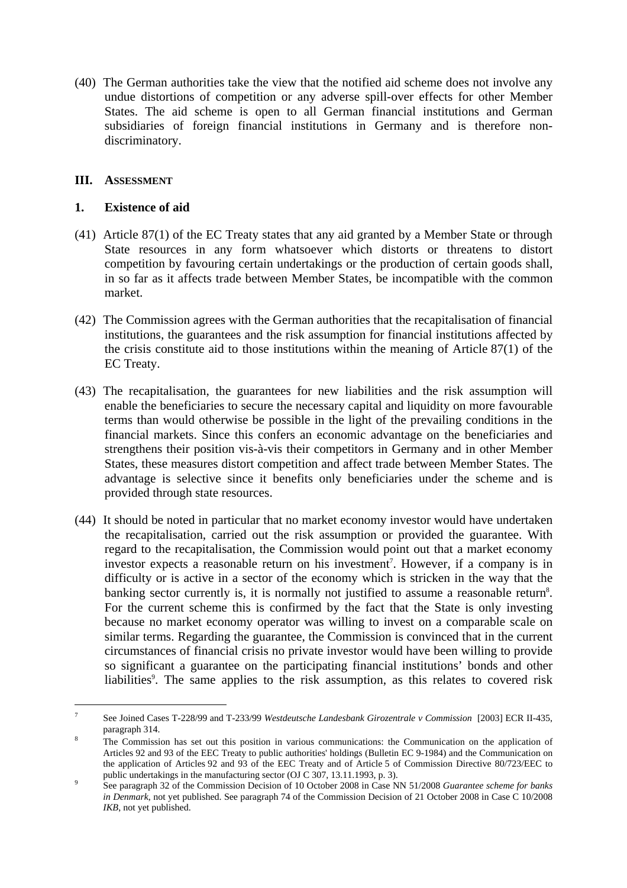(40) The German authorities take the view that the notified aid scheme does not involve any undue distortions of competition or any adverse spill-over effects for other Member States. The aid scheme is open to all German financial institutions and German subsidiaries of foreign financial institutions in Germany and is therefore non-discriminatory.

## III. ASSESSMENT

### 1. Existence of aid

(41) Article 87(1) of the EC Treaty states that any aid granted by a Member State or through State resources in any form whatsoever which distorts or threatens to distort competition by favouring certain undertakings or the production of certain goods shall, in so far as it affects trade between Member States, be incompatible with the common market.

(42) The Commission agrees with the German authorities that the recapitalisation of financial institutions, the guarantees and the risk assumption for financial institutions affected by the crisis constitute aid to those institutions within the meaning of Article 87(1) of the EC Treaty.

(43) The recapitalisation, the guarantees for new liabilities and the risk assumption will enable the beneficiaries to secure the necessary capital and liquidity on more favourable terms than would otherwise be possible in the light of the prevailing conditions in the financial markets. Since this confers an economic advantage on the beneficiaries and strengthens their position vis-à-vis their competitors in Germany and in other Member States, these measures distort competition and affect trade between Member States. The advantage is selective since it benefits only beneficiaries under the scheme and is provided through state resources.

(44) It should be noted in particular that no market economy investor would have undertaken the recapitalisation, carried out the risk assumption or provided the guarantee. With regard to the recapitalisation, the Commission would point out that a market economy investor expects a reasonable return on his investment[7]. However, if a company is in difficulty or is active in a sector of the economy which is stricken in the way that the banking sector currently is, it is normally not justified to assume a reasonable return[8]. For the current scheme this is confirmed by the fact that the State is only investing because no market economy operator was willing to invest on a comparable scale on similar terms. Regarding the guarantee, the Commission is convinced that in the current circumstances of financial crisis no private investor would have been willing to provide so significant a guarantee on the participating financial institutions' bonds and other liabilities[9]. The same applies to the risk assumption, as this relates to covered risk

---

[7] See Joined Cases T-228/99 and T-233/99 *Westdeutsche Landesbank Girozentrale v Commission* [2003] ECR II-435, paragraph 314.

[8] The Commission has set out this position in various communications: the Communication on the application of Articles 92 and 93 of the EEC Treaty to public authorities' holdings (Bulletin EC 9-1984) and the Communication on the application of Articles 92 and 93 of the EEC Treaty and of Article 5 of Commission Directive 80/723/EEC to public undertakings in the manufacturing sector (OJ C 307, 13.11.1993, p. 3).

[9] See paragraph 32 of the Commission Decision of 10 October 2008 in Case NN 51/2008 *Guarantee scheme for banks in Denmark*, not yet published. See paragraph 74 of the Commission Decision of 21 October 2008 in Case C 10/2008 *IKB*, not yet published.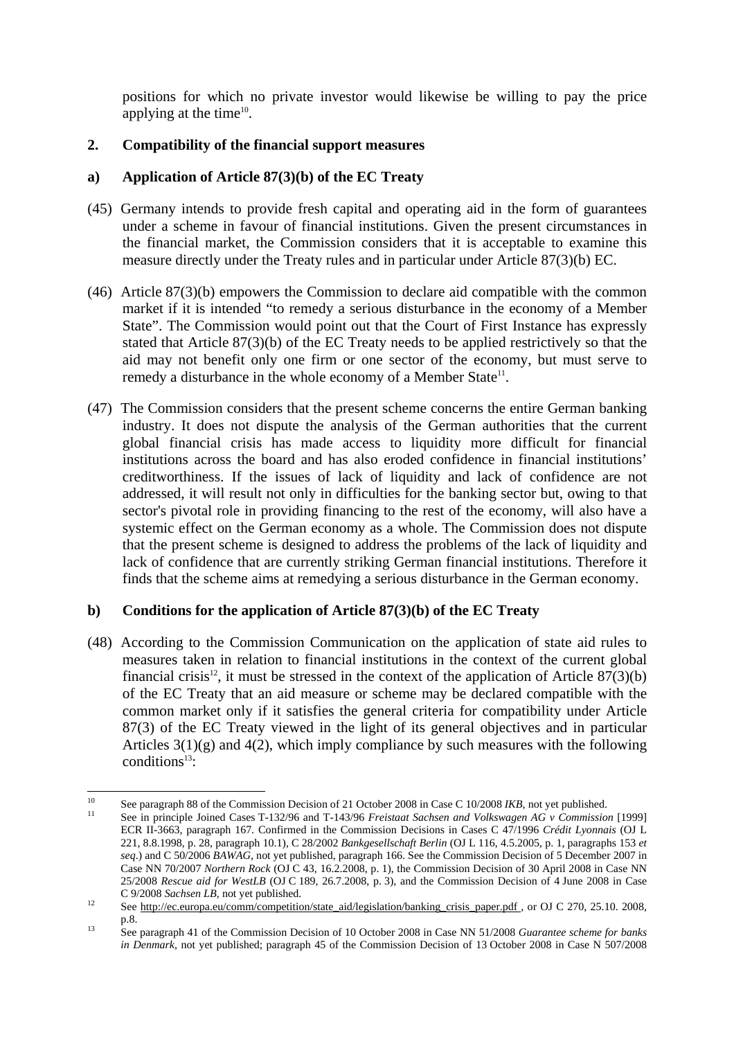positions for which no private investor would likewise be willing to pay the price applying at the time[10].

## 2. Compatibility of the financial support measures

### a) Application of Article 87(3)(b) of the EC Treaty

(45) Germany intends to provide fresh capital and operating aid in the form of guarantees under a scheme in favour of financial institutions. Given the present circumstances in the financial market, the Commission considers that it is acceptable to examine this measure directly under the Treaty rules and in particular under Article 87(3)(b) EC.

(46) Article 87(3)(b) empowers the Commission to declare aid compatible with the common market if it is intended "to remedy a serious disturbance in the economy of a Member State". The Commission would point out that the Court of First Instance has expressly stated that Article 87(3)(b) of the EC Treaty needs to be applied restrictively so that the aid may not benefit only one firm or one sector of the economy, but must serve to remedy a disturbance in the whole economy of a Member State[11].

(47) The Commission considers that the present scheme concerns the entire German banking industry. It does not dispute the analysis of the German authorities that the current global financial crisis has made access to liquidity more difficult for financial institutions across the board and has also eroded confidence in financial institutions' creditworthiness. If the issues of lack of liquidity and lack of confidence are not addressed, it will result not only in difficulties for the banking sector but, owing to that sector's pivotal role in providing financing to the rest of the economy, will also have a systemic effect on the German economy as a whole. The Commission does not dispute that the present scheme is designed to address the problems of the lack of liquidity and lack of confidence that are currently striking German financial institutions. Therefore it finds that the scheme aims at remedying a serious disturbance in the German economy.

### b) Conditions for the application of Article 87(3)(b) of the EC Treaty

(48) According to the Commission Communication on the application of state aid rules to measures taken in relation to financial institutions in the context of the current global financial crisis[12], it must be stressed in the context of the application of Article 87(3)(b) of the EC Treaty that an aid measure or scheme may be declared compatible with the common market only if it satisfies the general criteria for compatibility under Article 87(3) of the EC Treaty viewed in the light of its general objectives and in particular Articles 3(1)(g) and 4(2), which imply compliance by such measures with the following conditions[13]:

---

[10] See paragraph 88 of the Commission Decision of 21 October 2008 in Case C 10/2008 *IKB*, not yet published.

[11] See in principle Joined Cases T-132/96 and T-143/96 *Freistaat Sachsen and Volkswagen AG v Commission* [1999] ECR II-3663, paragraph 167. Confirmed in the Commission Decisions in Cases C 47/1996 *Crédit Lyonnais* (OJ L 221, 8.8.1998, p. 28, paragraph 10.1), C 28/2002 *Bankgesellschaft Berlin* (OJ L 116, 4.5.2005, p. 1, paragraphs 153 *et seq*.) and C 50/2006 *BAWAG*, not yet published, paragraph 166. See the Commission Decision of 5 December 2007 in Case NN 70/2007 *Northern Rock* (OJ C 43, 16.2.2008, p. 1), the Commission Decision of 30 April 2008 in Case NN 25/2008 *Rescue aid for WestLB* (OJ C 189, 26.7.2008, p. 3), and the Commission Decision of 4 June 2008 in Case C 9/2008 *Sachsen LB*, not yet published.

[12] See http://ec.europa.eu/comm/competition/state_aid/legislation/banking_crisis_paper.pdf , or OJ C 270, 25.10. 2008, p.8.

[13] See paragraph 41 of the Commission Decision of 10 October 2008 in Case NN 51/2008 *Guarantee scheme for banks in Denmark*, not yet published; paragraph 45 of the Commission Decision of 13 October 2008 in Case N 507/2008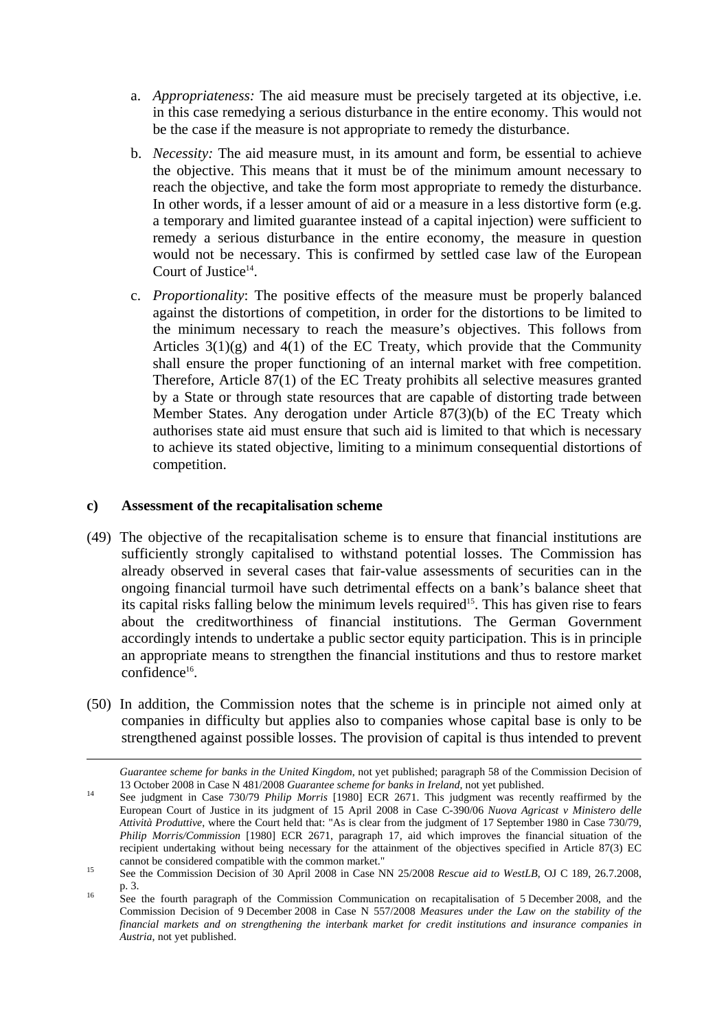a. *Appropriateness:* The aid measure must be precisely targeted at its objective, i.e. in this case remedying a serious disturbance in the entire economy. This would not be the case if the measure is not appropriate to remedy the disturbance.

b. *Necessity:* The aid measure must, in its amount and form, be essential to achieve the objective. This means that it must be of the minimum amount necessary to reach the objective, and take the form most appropriate to remedy the disturbance. In other words, if a lesser amount of aid or a measure in a less distortive form (e.g. a temporary and limited guarantee instead of a capital injection) were sufficient to remedy a serious disturbance in the entire economy, the measure in question would not be necessary. This is confirmed by settled case law of the European Court of Justice[14].

c. *Proportionality*: The positive effects of the measure must be properly balanced against the distortions of competition, in order for the distortions to be limited to the minimum necessary to reach the measure's objectives. This follows from Articles 3(1)(g) and 4(1) of the EC Treaty, which provide that the Community shall ensure the proper functioning of an internal market with free competition. Therefore, Article 87(1) of the EC Treaty prohibits all selective measures granted by a State or through state resources that are capable of distorting trade between Member States. Any derogation under Article 87(3)(b) of the EC Treaty which authorises state aid must ensure that such aid is limited to that which is necessary to achieve its stated objective, limiting to a minimum consequential distortions of competition.

**c) Assessment of the recapitalisation scheme**

(49) The objective of the recapitalisation scheme is to ensure that financial institutions are sufficiently strongly capitalised to withstand potential losses. The Commission has already observed in several cases that fair-value assessments of securities can in the ongoing financial turmoil have such detrimental effects on a bank's balance sheet that its capital risks falling below the minimum levels required[15]. This has given rise to fears about the creditworthiness of financial institutions. The German Government accordingly intends to undertake a public sector equity participation. This is in principle an appropriate means to strengthen the financial institutions and thus to restore market confidence[16].

(50) In addition, the Commission notes that the scheme is in principle not aimed only at companies in difficulty but applies also to companies whose capital base is only to be strengthened against possible losses. The provision of capital is thus intended to prevent

---

*Guarantee scheme for banks in the United Kingdom*, not yet published; paragraph 58 of the Commission Decision of 13 October 2008 in Case N 481/2008 *Guarantee scheme for banks in Ireland*, not yet published.

[14] See judgment in Case 730/79 *Philip Morris* [1980] ECR 2671. This judgment was recently reaffirmed by the European Court of Justice in its judgment of 15 April 2008 in Case C-390/06 *Nuova Agricast v Ministero delle Attività Produttive*, where the Court held that: "As is clear from the judgment of 17 September 1980 in Case 730/79, *Philip Morris/Commission* [1980] ECR 2671, paragraph 17, aid which improves the financial situation of the recipient undertaking without being necessary for the attainment of the objectives specified in Article 87(3) EC cannot be considered compatible with the common market."

[15] See the Commission Decision of 30 April 2008 in Case NN 25/2008 *Rescue aid to WestLB*, OJ C 189, 26.7.2008, p. 3.

[16] See the fourth paragraph of the Commission Communication on recapitalisation of 5 December 2008, and the Commission Decision of 9 December 2008 in Case N 557/2008 *Measures under the Law on the stability of the financial markets and on strengthening the interbank market for credit institutions and insurance companies in Austria*, not yet published.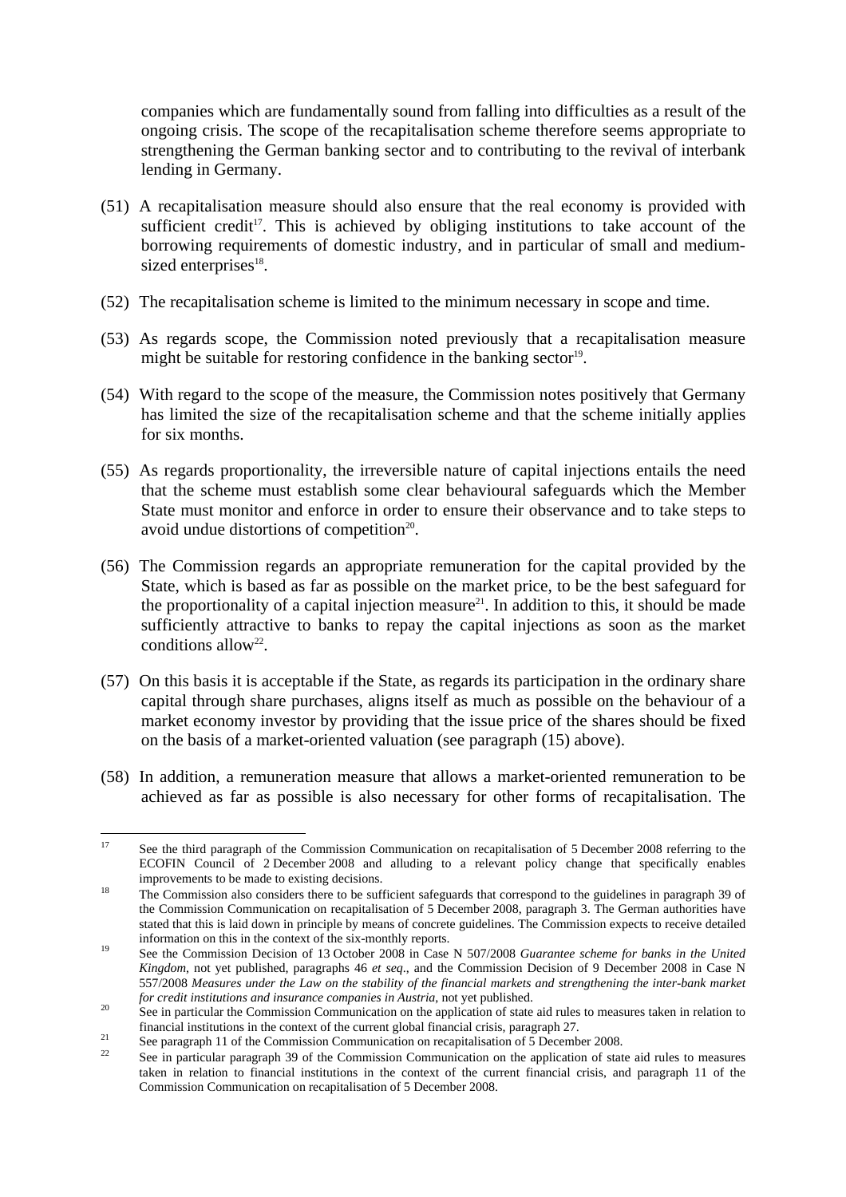companies which are fundamentally sound from falling into difficulties as a result of the ongoing crisis. The scope of the recapitalisation scheme therefore seems appropriate to strengthening the German banking sector and to contributing to the revival of interbank lending in Germany.

(51) A recapitalisation measure should also ensure that the real economy is provided with sufficient credit[17]. This is achieved by obliging institutions to take account of the borrowing requirements of domestic industry, and in particular of small and medium-sized enterprises[18].

(52) The recapitalisation scheme is limited to the minimum necessary in scope and time.

(53) As regards scope, the Commission noted previously that a recapitalisation measure might be suitable for restoring confidence in the banking sector[19].

(54) With regard to the scope of the measure, the Commission notes positively that Germany has limited the size of the recapitalisation scheme and that the scheme initially applies for six months.

(55) As regards proportionality, the irreversible nature of capital injections entails the need that the scheme must establish some clear behavioural safeguards which the Member State must monitor and enforce in order to ensure their observance and to take steps to avoid undue distortions of competition[20].

(56) The Commission regards an appropriate remuneration for the capital provided by the State, which is based as far as possible on the market price, to be the best safeguard for the proportionality of a capital injection measure[21]. In addition to this, it should be made sufficiently attractive to banks to repay the capital injections as soon as the market conditions allow[22].

(57) On this basis it is acceptable if the State, as regards its participation in the ordinary share capital through share purchases, aligns itself as much as possible on the behaviour of a market economy investor by providing that the issue price of the shares should be fixed on the basis of a market-oriented valuation (see paragraph (15) above).

(58) In addition, a remuneration measure that allows a market-oriented remuneration to be achieved as far as possible is also necessary for other forms of recapitalisation. The

---

[17] See the third paragraph of the Commission Communication on recapitalisation of 5 December 2008 referring to the ECOFIN Council of 2 December 2008 and alluding to a relevant policy change that specifically enables improvements to be made to existing decisions.

[18] The Commission also considers there to be sufficient safeguards that correspond to the guidelines in paragraph 39 of the Commission Communication on recapitalisation of 5 December 2008, paragraph 3. The German authorities have stated that this is laid down in principle by means of concrete guidelines. The Commission expects to receive detailed information on this in the context of the six-monthly reports.

[19] See the Commission Decision of 13 October 2008 in Case N 507/2008 *Guarantee scheme for banks in the United Kingdom*, not yet published, paragraphs 46 *et seq*., and the Commission Decision of 9 December 2008 in Case N 557/2008 *Measures under the Law on the stability of the financial markets and strengthening the inter-bank market for credit institutions and insurance companies in Austria*, not yet published.

[20] See in particular the Commission Communication on the application of state aid rules to measures taken in relation to financial institutions in the context of the current global financial crisis, paragraph 27.

[21] See paragraph 11 of the Commission Communication on recapitalisation of 5 December 2008.

[22] See in particular paragraph 39 of the Commission Communication on the application of state aid rules to measures taken in relation to financial institutions in the context of the current financial crisis, and paragraph 11 of the Commission Communication on recapitalisation of 5 December 2008.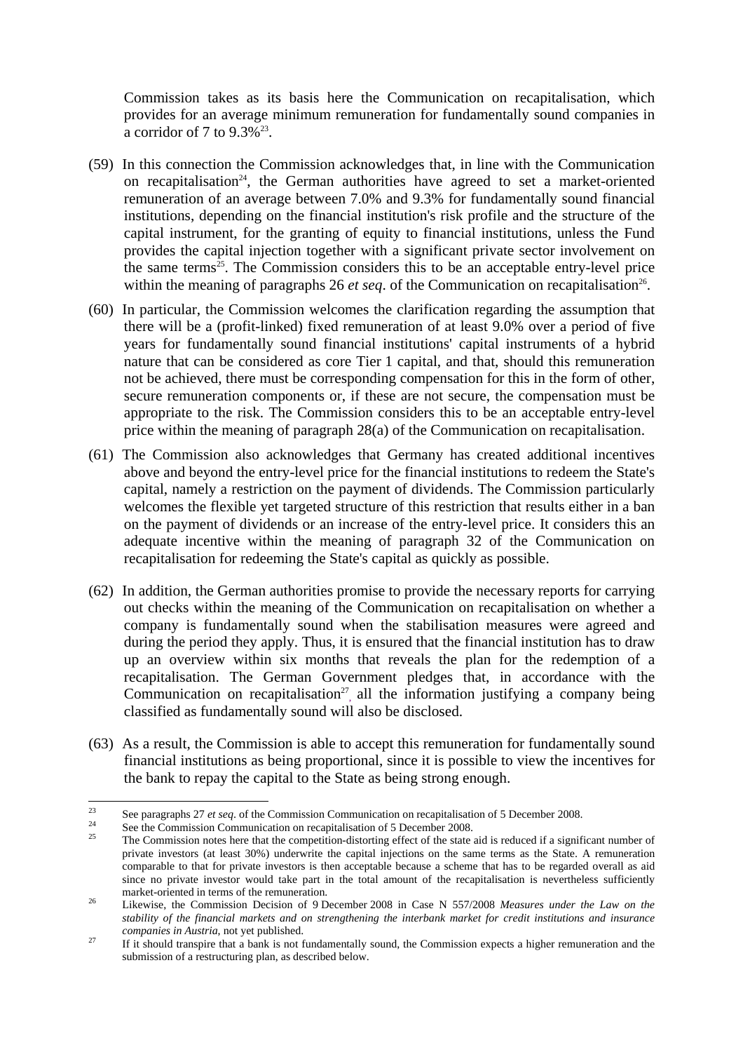Commission takes as its basis here the Communication on recapitalisation, which provides for an average minimum remuneration for fundamentally sound companies in a corridor of 7 to 9.3%[23].

(59) In this connection the Commission acknowledges that, in line with the Communication on recapitalisation[24], the German authorities have agreed to set a market-oriented remuneration of an average between 7.0% and 9.3% for fundamentally sound financial institutions, depending on the financial institution's risk profile and the structure of the capital instrument, for the granting of equity to financial institutions, unless the Fund provides the capital injection together with a significant private sector involvement on the same terms[25]. The Commission considers this to be an acceptable entry-level price within the meaning of paragraphs 26 *et seq*. of the Communication on recapitalisation[26].

(60) In particular, the Commission welcomes the clarification regarding the assumption that there will be a (profit-linked) fixed remuneration of at least 9.0% over a period of five years for fundamentally sound financial institutions' capital instruments of a hybrid nature that can be considered as core Tier 1 capital, and that, should this remuneration not be achieved, there must be corresponding compensation for this in the form of other, secure remuneration components or, if these are not secure, the compensation must be appropriate to the risk. The Commission considers this to be an acceptable entry-level price within the meaning of paragraph 28(a) of the Communication on recapitalisation.

(61) The Commission also acknowledges that Germany has created additional incentives above and beyond the entry-level price for the financial institutions to redeem the State's capital, namely a restriction on the payment of dividends. The Commission particularly welcomes the flexible yet targeted structure of this restriction that results either in a ban on the payment of dividends or an increase of the entry-level price. It considers this an adequate incentive within the meaning of paragraph 32 of the Communication on recapitalisation for redeeming the State's capital as quickly as possible.

(62) In addition, the German authorities promise to provide the necessary reports for carrying out checks within the meaning of the Communication on recapitalisation on whether a company is fundamentally sound when the stabilisation measures were agreed and during the period they apply. Thus, it is ensured that the financial institution has to draw up an overview within six months that reveals the plan for the redemption of a recapitalisation. The German Government pledges that, in accordance with the Communication on recapitalisation[27], all the information justifying a company being classified as fundamentally sound will also be disclosed.

(63) As a result, the Commission is able to accept this remuneration for fundamentally sound financial institutions as being proportional, since it is possible to view the incentives for the bank to repay the capital to the State as being strong enough.

---

[23] See paragraphs 27 *et seq*. of the Commission Communication on recapitalisation of 5 December 2008.

[24] See the Commission Communication on recapitalisation of 5 December 2008.

[25] The Commission notes here that the competition-distorting effect of the state aid is reduced if a significant number of private investors (at least 30%) underwrite the capital injections on the same terms as the State. A remuneration comparable to that for private investors is then acceptable because a scheme that has to be regarded overall as aid since no private investor would take part in the total amount of the recapitalisation is nevertheless sufficiently market-oriented in terms of the remuneration.

[26] Likewise, the Commission Decision of 9 December 2008 in Case N 557/2008 *Measures under the Law on the stability of the financial markets and on strengthening the interbank market for credit institutions and insurance companies in Austria*, not yet published.

[27] If it should transpire that a bank is not fundamentally sound, the Commission expects a higher remuneration and the submission of a restructuring plan, as described below.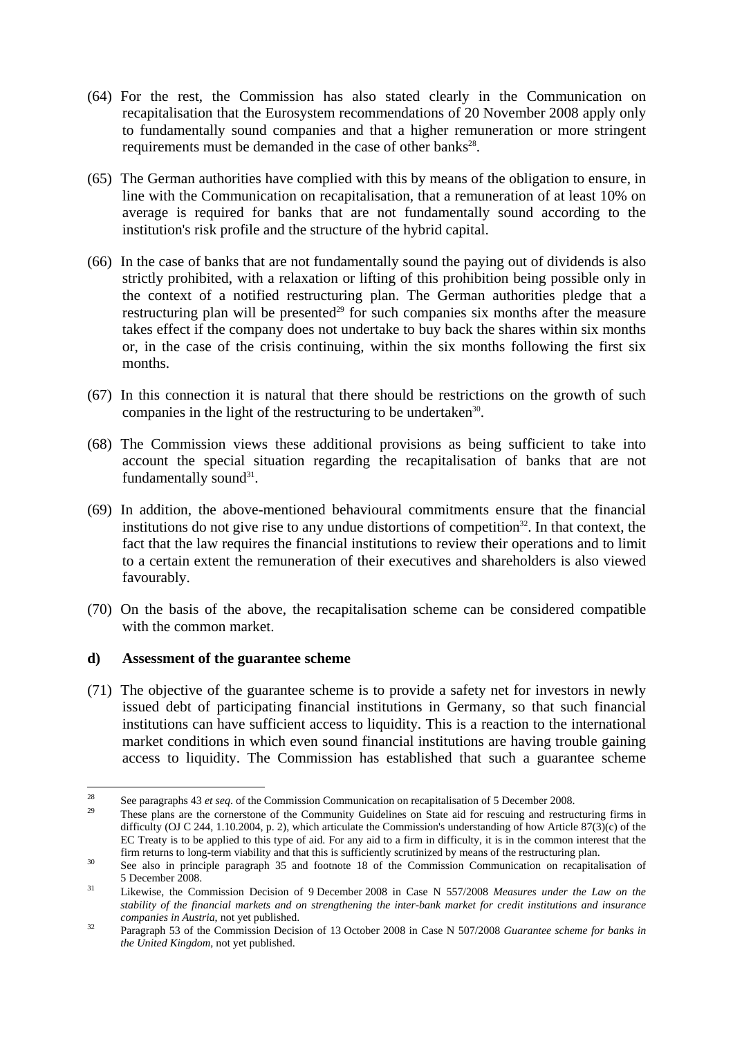(64) For the rest, the Commission has also stated clearly in the Communication on recapitalisation that the Eurosystem recommendations of 20 November 2008 apply only to fundamentally sound companies and that a higher remuneration or more stringent requirements must be demanded in the case of other banks[28].

(65) The German authorities have complied with this by means of the obligation to ensure, in line with the Communication on recapitalisation, that a remuneration of at least 10% on average is required for banks that are not fundamentally sound according to the institution's risk profile and the structure of the hybrid capital.

(66) In the case of banks that are not fundamentally sound the paying out of dividends is also strictly prohibited, with a relaxation or lifting of this prohibition being possible only in the context of a notified restructuring plan. The German authorities pledge that a restructuring plan will be presented[29] for such companies six months after the measure takes effect if the company does not undertake to buy back the shares within six months or, in the case of the crisis continuing, within the six months following the first six months.

(67) In this connection it is natural that there should be restrictions on the growth of such companies in the light of the restructuring to be undertaken[30].

(68) The Commission views these additional provisions as being sufficient to take into account the special situation regarding the recapitalisation of banks that are not fundamentally sound[31].

(69) In addition, the above-mentioned behavioural commitments ensure that the financial institutions do not give rise to any undue distortions of competition[32]. In that context, the fact that the law requires the financial institutions to review their operations and to limit to a certain extent the remuneration of their executives and shareholders is also viewed favourably.

(70) On the basis of the above, the recapitalisation scheme can be considered compatible with the common market.

### d) Assessment of the guarantee scheme

(71) The objective of the guarantee scheme is to provide a safety net for investors in newly issued debt of participating financial institutions in Germany, so that such financial institutions can have sufficient access to liquidity. This is a reaction to the international market conditions in which even sound financial institutions are having trouble gaining access to liquidity. The Commission has established that such a guarantee scheme

---

[28] See paragraphs 43 *et seq*. of the Commission Communication on recapitalisation of 5 December 2008.

[29] These plans are the cornerstone of the Community Guidelines on State aid for rescuing and restructuring firms in difficulty (OJ C 244, 1.10.2004, p. 2), which articulate the Commission's understanding of how Article 87(3)(c) of the EC Treaty is to be applied to this type of aid. For any aid to a firm in difficulty, it is in the common interest that the firm returns to long-term viability and that this is sufficiently scrutinized by means of the restructuring plan.

[30] See also in principle paragraph 35 and footnote 18 of the Commission Communication on recapitalisation of 5 December 2008.

[31] Likewise, the Commission Decision of 9 December 2008 in Case N 557/2008 *Measures under the Law on the stability of the financial markets and on strengthening the inter-bank market for credit institutions and insurance companies in Austria*, not yet published.

[32] Paragraph 53 of the Commission Decision of 13 October 2008 in Case N 507/2008 *Guarantee scheme for banks in the United Kingdom*, not yet published.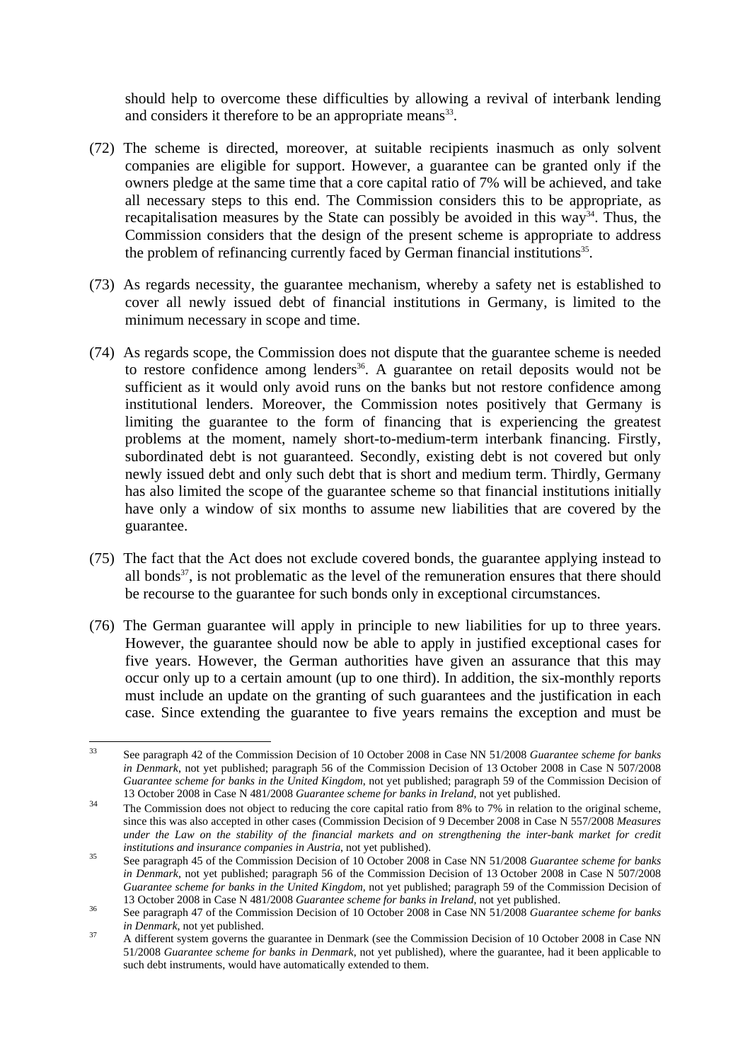should help to overcome these difficulties by allowing a revival of interbank lending and considers it therefore to be an appropriate means[33].

(72) The scheme is directed, moreover, at suitable recipients inasmuch as only solvent companies are eligible for support. However, a guarantee can be granted only if the owners pledge at the same time that a core capital ratio of 7% will be achieved, and take all necessary steps to this end. The Commission considers this to be appropriate, as recapitalisation measures by the State can possibly be avoided in this way[34]. Thus, the Commission considers that the design of the present scheme is appropriate to address the problem of refinancing currently faced by German financial institutions[35].

(73) As regards necessity, the guarantee mechanism, whereby a safety net is established to cover all newly issued debt of financial institutions in Germany, is limited to the minimum necessary in scope and time.

(74) As regards scope, the Commission does not dispute that the guarantee scheme is needed to restore confidence among lenders[36]. A guarantee on retail deposits would not be sufficient as it would only avoid runs on the banks but not restore confidence among institutional lenders. Moreover, the Commission notes positively that Germany is limiting the guarantee to the form of financing that is experiencing the greatest problems at the moment, namely short-to-medium-term interbank financing. Firstly, subordinated debt is not guaranteed. Secondly, existing debt is not covered but only newly issued debt and only such debt that is short and medium term. Thirdly, Germany has also limited the scope of the guarantee scheme so that financial institutions initially have only a window of six months to assume new liabilities that are covered by the guarantee.

(75) The fact that the Act does not exclude covered bonds, the guarantee applying instead to all bonds[37], is not problematic as the level of the remuneration ensures that there should be recourse to the guarantee for such bonds only in exceptional circumstances.

(76) The German guarantee will apply in principle to new liabilities for up to three years. However, the guarantee should now be able to apply in justified exceptional cases for five years. However, the German authorities have given an assurance that this may occur only up to a certain amount (up to one third). In addition, the six-monthly reports must include an update on the granting of such guarantees and the justification in each case. Since extending the guarantee to five years remains the exception and must be

---

[33] See paragraph 42 of the Commission Decision of 10 October 2008 in Case NN 51/2008 *Guarantee scheme for banks in Denmark*, not yet published; paragraph 56 of the Commission Decision of 13 October 2008 in Case N 507/2008 *Guarantee scheme for banks in the United Kingdom*, not yet published; paragraph 59 of the Commission Decision of 13 October 2008 in Case N 481/2008 *Guarantee scheme for banks in Ireland*, not yet published.

[34] The Commission does not object to reducing the core capital ratio from 8% to 7% in relation to the original scheme, since this was also accepted in other cases (Commission Decision of 9 December 2008 in Case N 557/2008 *Measures under the Law on the stability of the financial markets and on strengthening the inter-bank market for credit institutions and insurance companies in Austria*, not yet published).

[35] See paragraph 45 of the Commission Decision of 10 October 2008 in Case NN 51/2008 *Guarantee scheme for banks in Denmark*, not yet published; paragraph 56 of the Commission Decision of 13 October 2008 in Case N 507/2008 *Guarantee scheme for banks in the United Kingdom*, not yet published; paragraph 59 of the Commission Decision of 13 October 2008 in Case N 481/2008 *Guarantee scheme for banks in Ireland*, not yet published.

[36] See paragraph 47 of the Commission Decision of 10 October 2008 in Case NN 51/2008 *Guarantee scheme for banks in Denmark*, not yet published.

[37] A different system governs the guarantee in Denmark (see the Commission Decision of 10 October 2008 in Case NN 51/2008 *Guarantee scheme for banks in Denmark*, not yet published), where the guarantee, had it been applicable to such debt instruments, would have automatically extended to them.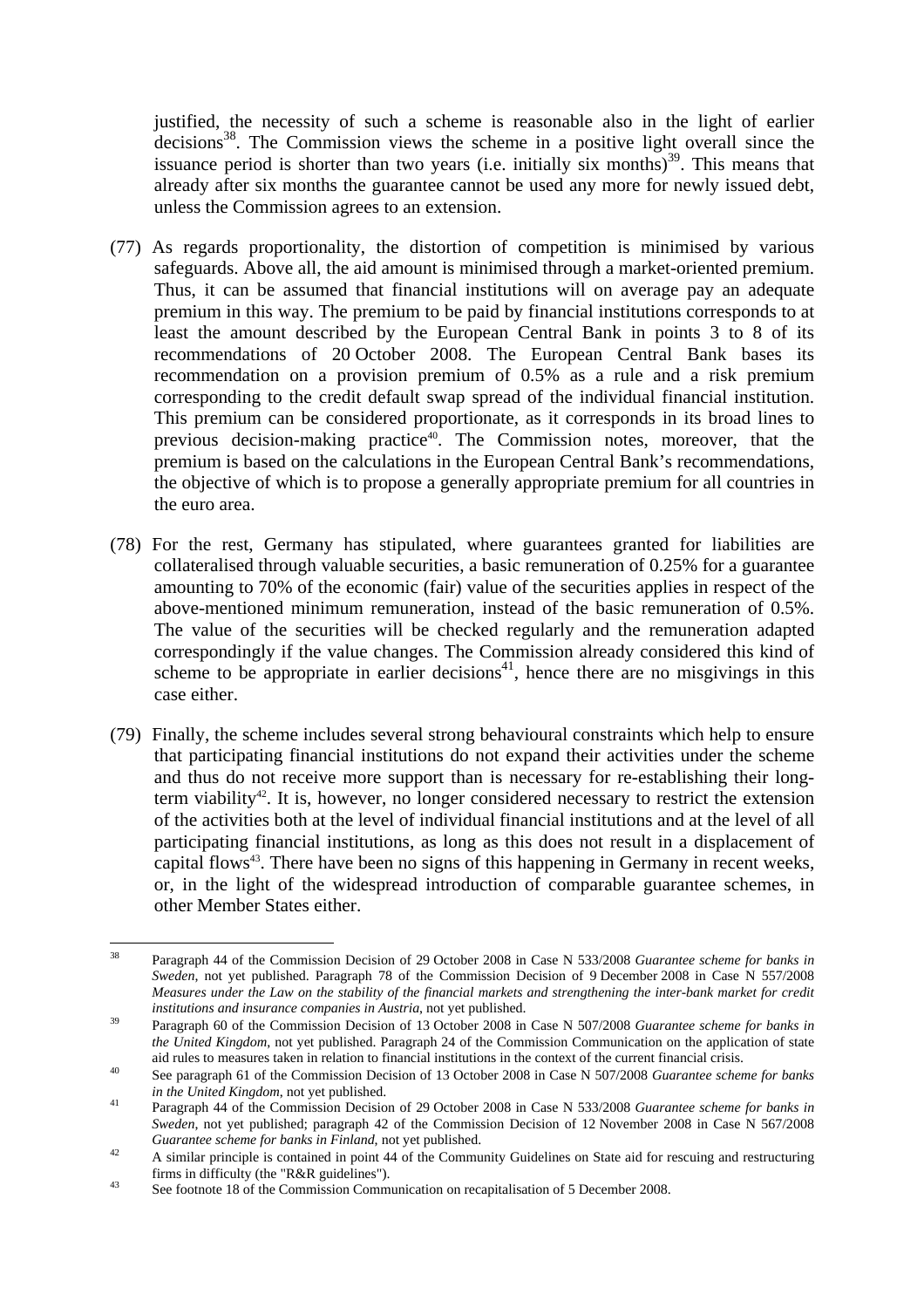justified, the necessity of such a scheme is reasonable also in the light of earlier decisions[38]. The Commission views the scheme in a positive light overall since the issuance period is shorter than two years (i.e. initially six months)[39]. This means that already after six months the guarantee cannot be used any more for newly issued debt, unless the Commission agrees to an extension.

(77) As regards proportionality, the distortion of competition is minimised by various safeguards. Above all, the aid amount is minimised through a market-oriented premium. Thus, it can be assumed that financial institutions will on average pay an adequate premium in this way. The premium to be paid by financial institutions corresponds to at least the amount described by the European Central Bank in points 3 to 8 of its recommendations of 20 October 2008. The European Central Bank bases its recommendation on a provision premium of 0.5% as a rule and a risk premium corresponding to the credit default swap spread of the individual financial institution. This premium can be considered proportionate, as it corresponds in its broad lines to previous decision-making practice[40]. The Commission notes, moreover, that the premium is based on the calculations in the European Central Bank's recommendations, the objective of which is to propose a generally appropriate premium for all countries in the euro area.

(78) For the rest, Germany has stipulated, where guarantees granted for liabilities are collateralised through valuable securities, a basic remuneration of 0.25% for a guarantee amounting to 70% of the economic (fair) value of the securities applies in respect of the above-mentioned minimum remuneration, instead of the basic remuneration of 0.5%. The value of the securities will be checked regularly and the remuneration adapted correspondingly if the value changes. The Commission already considered this kind of scheme to be appropriate in earlier decisions[41], hence there are no misgivings in this case either.

(79) Finally, the scheme includes several strong behavioural constraints which help to ensure that participating financial institutions do not expand their activities under the scheme and thus do not receive more support than is necessary for re-establishing their long-term viability[42]. It is, however, no longer considered necessary to restrict the extension of the activities both at the level of individual financial institutions and at the level of all participating financial institutions, as long as this does not result in a displacement of capital flows[43]. There have been no signs of this happening in Germany in recent weeks, or, in the light of the widespread introduction of comparable guarantee schemes, in other Member States either.

---

[38] Paragraph 44 of the Commission Decision of 29 October 2008 in Case N 533/2008 *Guarantee scheme for banks in Sweden*, not yet published. Paragraph 78 of the Commission Decision of 9 December 2008 in Case N 557/2008 *Measures under the Law on the stability of the financial markets and strengthening the inter-bank market for credit institutions and insurance companies in Austria*, not yet published.

[39] Paragraph 60 of the Commission Decision of 13 October 2008 in Case N 507/2008 *Guarantee scheme for banks in the United Kingdom*, not yet published. Paragraph 24 of the Commission Communication on the application of state aid rules to measures taken in relation to financial institutions in the context of the current financial crisis.

[40] See paragraph 61 of the Commission Decision of 13 October 2008 in Case N 507/2008 *Guarantee scheme for banks in the United Kingdom*, not yet published.

[41] Paragraph 44 of the Commission Decision of 29 October 2008 in Case N 533/2008 *Guarantee scheme for banks in Sweden*, not yet published; paragraph 42 of the Commission Decision of 12 November 2008 in Case N 567/2008 *Guarantee scheme for banks in Finland*, not yet published.

[42] A similar principle is contained in point 44 of the Community Guidelines on State aid for rescuing and restructuring firms in difficulty (the "R&R guidelines").

[43] See footnote 18 of the Commission Communication on recapitalisation of 5 December 2008.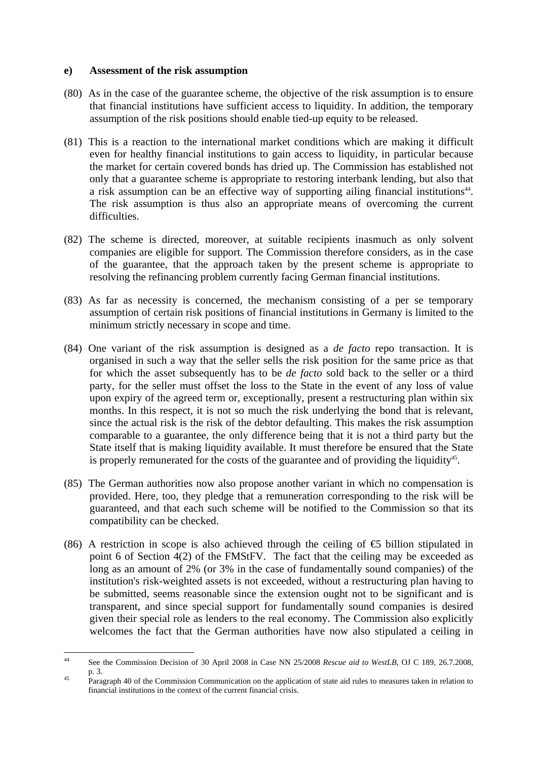**e) Assessment of the risk assumption**

(80) As in the case of the guarantee scheme, the objective of the risk assumption is to ensure that financial institutions have sufficient access to liquidity. In addition, the temporary assumption of the risk positions should enable tied-up equity to be released.

(81) This is a reaction to the international market conditions which are making it difficult even for healthy financial institutions to gain access to liquidity, in particular because the market for certain covered bonds has dried up. The Commission has established not only that a guarantee scheme is appropriate to restoring interbank lending, but also that a risk assumption can be an effective way of supporting ailing financial institutions[44]. The risk assumption is thus also an appropriate means of overcoming the current difficulties.

(82) The scheme is directed, moreover, at suitable recipients inasmuch as only solvent companies are eligible for support. The Commission therefore considers, as in the case of the guarantee, that the approach taken by the present scheme is appropriate to resolving the refinancing problem currently facing German financial institutions.

(83) As far as necessity is concerned, the mechanism consisting of a per se temporary assumption of certain risk positions of financial institutions in Germany is limited to the minimum strictly necessary in scope and time.

(84) One variant of the risk assumption is designed as a *de facto* repo transaction. It is organised in such a way that the seller sells the risk position for the same price as that for which the asset subsequently has to be *de facto* sold back to the seller or a third party, for the seller must offset the loss to the State in the event of any loss of value upon expiry of the agreed term or, exceptionally, present a restructuring plan within six months. In this respect, it is not so much the risk underlying the bond that is relevant, since the actual risk is the risk of the debtor defaulting. This makes the risk assumption comparable to a guarantee, the only difference being that it is not a third party but the State itself that is making liquidity available. It must therefore be ensured that the State is properly remunerated for the costs of the guarantee and of providing the liquidity[45].

(85) The German authorities now also propose another variant in which no compensation is provided. Here, too, they pledge that a remuneration corresponding to the risk will be guaranteed, and that each such scheme will be notified to the Commission so that its compatibility can be checked.

(86) A restriction in scope is also achieved through the ceiling of €5 billion stipulated in point 6 of Section 4(2) of the FMStFV. The fact that the ceiling may be exceeded as long as an amount of 2% (or 3% in the case of fundamentally sound companies) of the institution's risk-weighted assets is not exceeded, without a restructuring plan having to be submitted, seems reasonable since the extension ought not to be significant and is transparent, and since special support for fundamentally sound companies is desired given their special role as lenders to the real economy. The Commission also explicitly welcomes the fact that the German authorities have now also stipulated a ceiling in

---

[44] See the Commission Decision of 30 April 2008 in Case NN 25/2008 *Rescue aid to WestLB*, OJ C 189, 26.7.2008, p. 3.

[45] Paragraph 40 of the Commission Communication on the application of state aid rules to measures taken in relation to financial institutions in the context of the current financial crisis.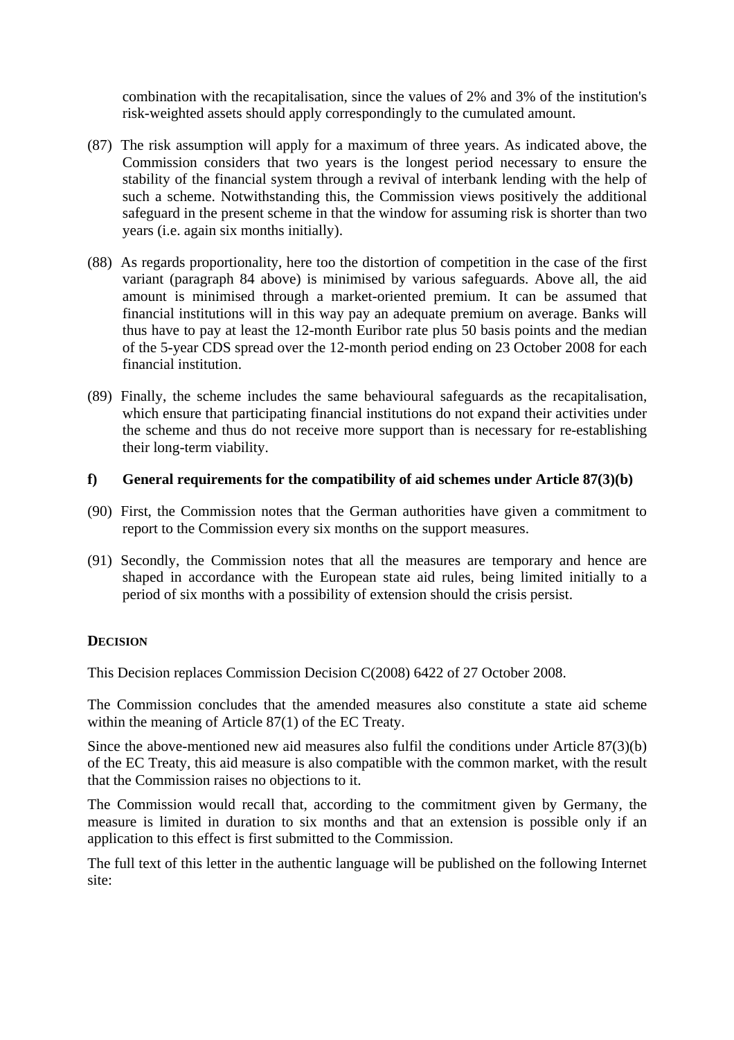combination with the recapitalisation, since the values of 2% and 3% of the institution's risk-weighted assets should apply correspondingly to the cumulated amount.

(87) The risk assumption will apply for a maximum of three years. As indicated above, the Commission considers that two years is the longest period necessary to ensure the stability of the financial system through a revival of interbank lending with the help of such a scheme. Notwithstanding this, the Commission views positively the additional safeguard in the present scheme in that the window for assuming risk is shorter than two years (i.e. again six months initially).

(88) As regards proportionality, here too the distortion of competition in the case of the first variant (paragraph 84 above) is minimised by various safeguards. Above all, the aid amount is minimised through a market-oriented premium. It can be assumed that financial institutions will in this way pay an adequate premium on average. Banks will thus have to pay at least the 12-month Euribor rate plus 50 basis points and the median of the 5-year CDS spread over the 12-month period ending on 23 October 2008 for each financial institution.

(89) Finally, the scheme includes the same behavioural safeguards as the recapitalisation, which ensure that participating financial institutions do not expand their activities under the scheme and thus do not receive more support than is necessary for re-establishing their long-term viability.

**f) General requirements for the compatibility of aid schemes under Article 87(3)(b)**

(90) First, the Commission notes that the German authorities have given a commitment to report to the Commission every six months on the support measures.

(91) Secondly, the Commission notes that all the measures are temporary and hence are shaped in accordance with the European state aid rules, being limited initially to a period of six months with a possibility of extension should the crisis persist.

## DECISION

This Decision replaces Commission Decision C(2008) 6422 of 27 October 2008.

The Commission concludes that the amended measures also constitute a state aid scheme within the meaning of Article 87(1) of the EC Treaty.

Since the above-mentioned new aid measures also fulfil the conditions under Article 87(3)(b) of the EC Treaty, this aid measure is also compatible with the common market, with the result that the Commission raises no objections to it.

The Commission would recall that, according to the commitment given by Germany, the measure is limited in duration to six months and that an extension is possible only if an application to this effect is first submitted to the Commission.

The full text of this letter in the authentic language will be published on the following Internet site: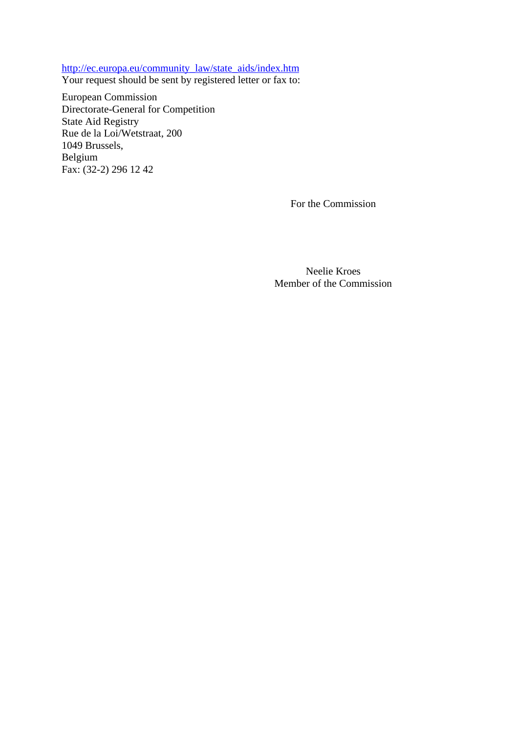http://ec.europa.eu/community_law/state_aids/index.htm
Your request should be sent by registered letter or fax to:

European Commission
Directorate-General for Competition
State Aid Registry
Rue de la Loi/Wetstraat, 200
1049 Brussels,
Belgium
Fax: (32-2) 296 12 42

For the Commission

Neelie Kroes
Member of the Commission